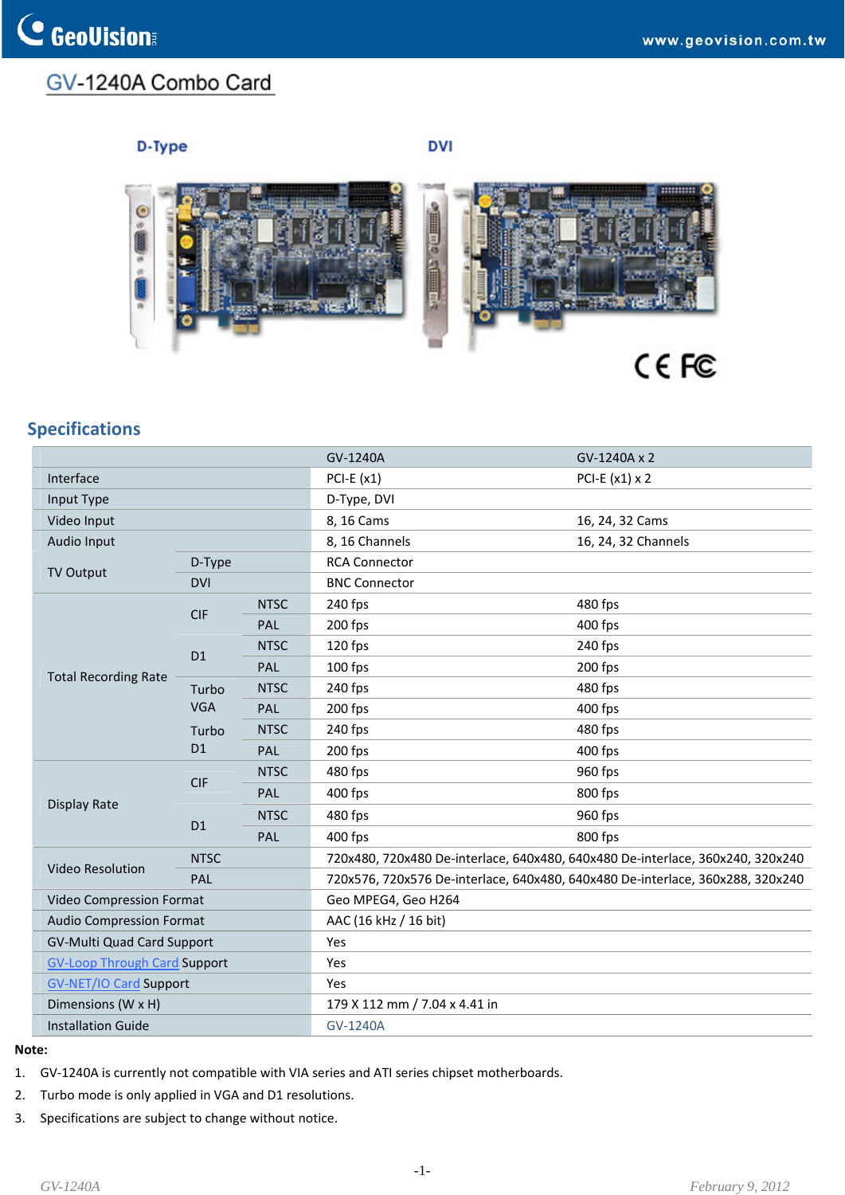# GV-1240A Combo Card

D-Type

DVI

## Specifications

| | | | GV-1240A | GV-1240A x 2 |
|---|---|---|---|---|
| Interface | | | PCI-E (x1) | PCI-E (x1) x 2 |
| Input Type | | | D-Type, DVI | |
| Video Input | | | 8, 16 Cams | 16, 24, 32 Cams |
| Audio Input | | | 8, 16 Channels | 16, 24, 32 Channels |
| TV Output | D-Type | | RCA Connector | |
| | DVI | | BNC Connector | |
| Total Recording Rate | CIF | NTSC | 240 fps | 480 fps |
| | | PAL | 200 fps | 400 fps |
| | D1 | NTSC | 120 fps | 240 fps |
| | | PAL | 100 fps | 200 fps |
| | Turbo VGA | NTSC | 240 fps | 480 fps |
| | | PAL | 200 fps | 400 fps |
| | Turbo D1 | NTSC | 240 fps | 480 fps |
| | | PAL | 200 fps | 400 fps |
| Display Rate | CIF | NTSC | 480 fps | 960 fps |
| | | PAL | 400 fps | 800 fps |
| | D1 | NTSC | 480 fps | 960 fps |
| | | PAL | 400 fps | 800 fps |
| Video Resolution | NTSC | | 720x480, 720x480 De-interlace, 640x480, 640x480 De-interlace, 360x240, 320x240 | |
| | PAL | | 720x576, 720x576 De-interlace, 640x480, 640x480 De-interlace, 360x288, 320x240 | |
| Video Compression Format | | | Geo MPEG4, Geo H264 | |
| Audio Compression Format | | | AAC (16 kHz / 16 bit) | |
| GV-Multi Quad Card Support | | | Yes | |
| GV-Loop Through Card Support | | | Yes | |
| GV-NET/IO Card Support | | | Yes | |
| Dimensions (W x H) | | | 179 X 112 mm / 7.04 x 4.41 in | |
| Installation Guide | | | GV-1240A | |

**Note:**

1. GV-1240A is currently not compatible with VIA series and ATI series chipset motherboards.
2. Turbo mode is only applied in VGA and D1 resolutions.
3. Specifications are subject to change without notice.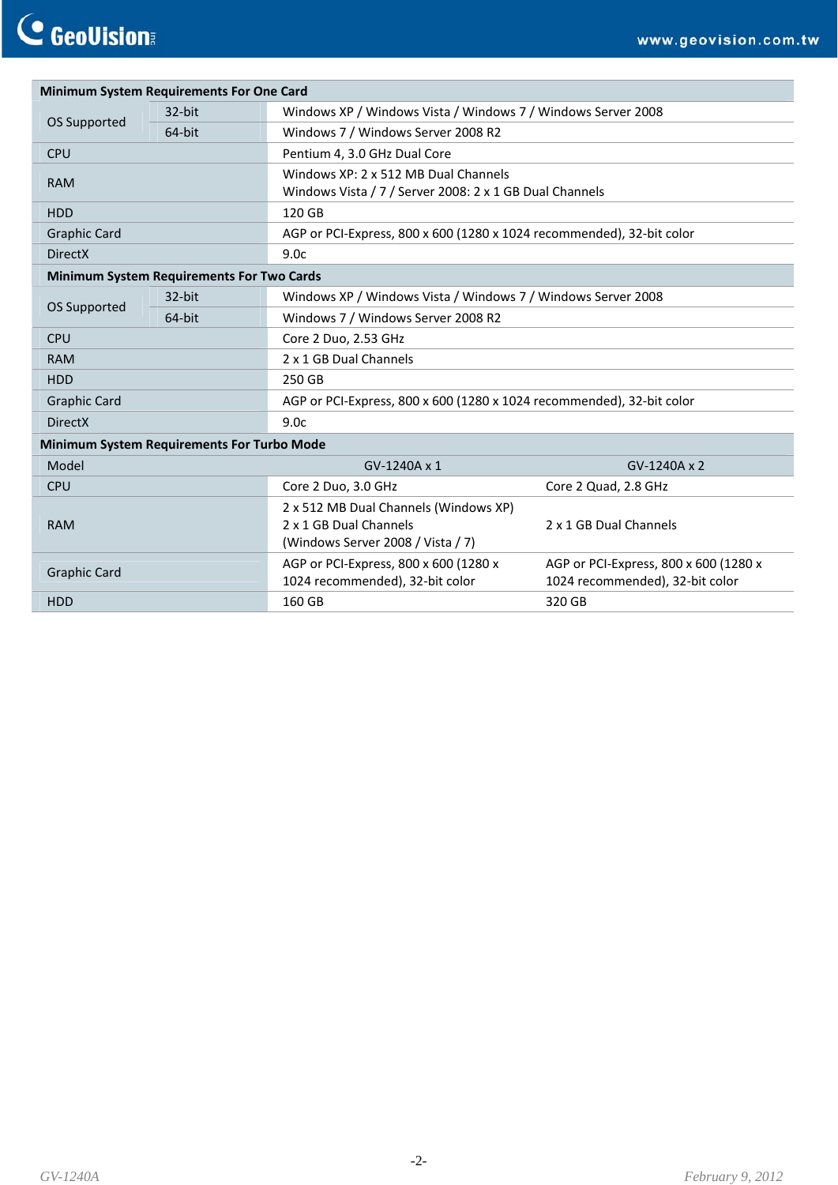| Minimum System Requirements For One Card | | | |
|---|---|---|---|
| OS Supported | 32-bit | Windows XP / Windows Vista / Windows 7 / Windows Server 2008 | |
| | 64-bit | Windows 7 / Windows Server 2008 R2 | |
| CPU | | Pentium 4, 3.0 GHz Dual Core | |
| RAM | | Windows XP: 2 x 512 MB Dual Channels<br>Windows Vista / 7 / Server 2008: 2 x 1 GB Dual Channels | |
| HDD | | 120 GB | |
| Graphic Card | | AGP or PCI-Express, 800 x 600 (1280 x 1024 recommended), 32-bit color | |
| DirectX | | 9.0c | |
| **Minimum System Requirements For Two Cards** | | | |
| OS Supported | 32-bit | Windows XP / Windows Vista / Windows 7 / Windows Server 2008 | |
| | 64-bit | Windows 7 / Windows Server 2008 R2 | |
| CPU | | Core 2 Duo, 2.53 GHz | |
| RAM | | 2 x 1 GB Dual Channels | |
| HDD | | 250 GB | |
| Graphic Card | | AGP or PCI-Express, 800 x 600 (1280 x 1024 recommended), 32-bit color | |
| DirectX | | 9.0c | |
| **Minimum System Requirements For Turbo Mode** | | | |
| Model | | GV-1240A x 1 | GV-1240A x 2 |
| CPU | | Core 2 Duo, 3.0 GHz | Core 2 Quad, 2.8 GHz |
| RAM | | 2 x 512 MB Dual Channels (Windows XP)<br>2 x 1 GB Dual Channels<br>(Windows Server 2008 / Vista / 7) | 2 x 1 GB Dual Channels |
| Graphic Card | | AGP or PCI-Express, 800 x 600 (1280 x 1024 recommended), 32-bit color | AGP or PCI-Express, 800 x 600 (1280 x 1024 recommended), 32-bit color |
| HDD | | 160 GB | 320 GB |